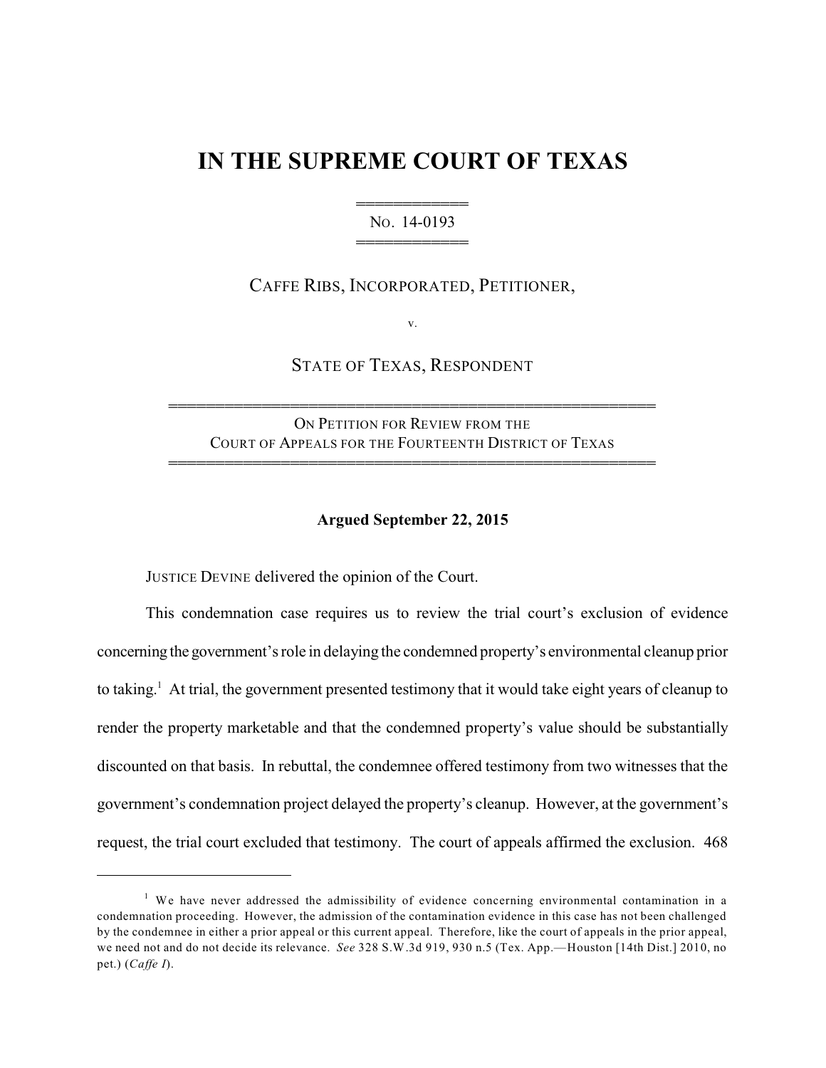# IN THE SUPREME COURT OF TEXAS

═══════════
NO. 14-0193
═══════════

CAFFE RIBS, INCORPORATED, PETITIONER,

v.

STATE OF TEXAS, RESPONDENT

══════════════════════════════════════════════
ON PETITION FOR REVIEW FROM THE
COURT OF APPEALS FOR THE FOURTEENTH DISTRICT OF TEXAS
══════════════════════════════════════════════

**Argued September 22, 2015**

JUSTICE DEVINE delivered the opinion of the Court.

This condemnation case requires us to review the trial court's exclusion of evidence concerning the government's role in delaying the condemned property's environmental cleanup prior to taking.[1] At trial, the government presented testimony that it would take eight years of cleanup to render the property marketable and that the condemned property's value should be substantially discounted on that basis. In rebuttal, the condemnee offered testimony from two witnesses that the government's condemnation project delayed the property's cleanup. However, at the government's request, the trial court excluded that testimony. The court of appeals affirmed the exclusion. 468

---

[1] We have never addressed the admissibility of evidence concerning environmental contamination in a condemnation proceeding. However, the admission of the contamination evidence in this case has not been challenged by the condemnee in either a prior appeal or this current appeal. Therefore, like the court of appeals in the prior appeal, we need not and do not decide its relevance. *See* 328 S.W.3d 919, 930 n.5 (Tex. App.—Houston [14th Dist.] 2010, no pet.) (*Caffe I*).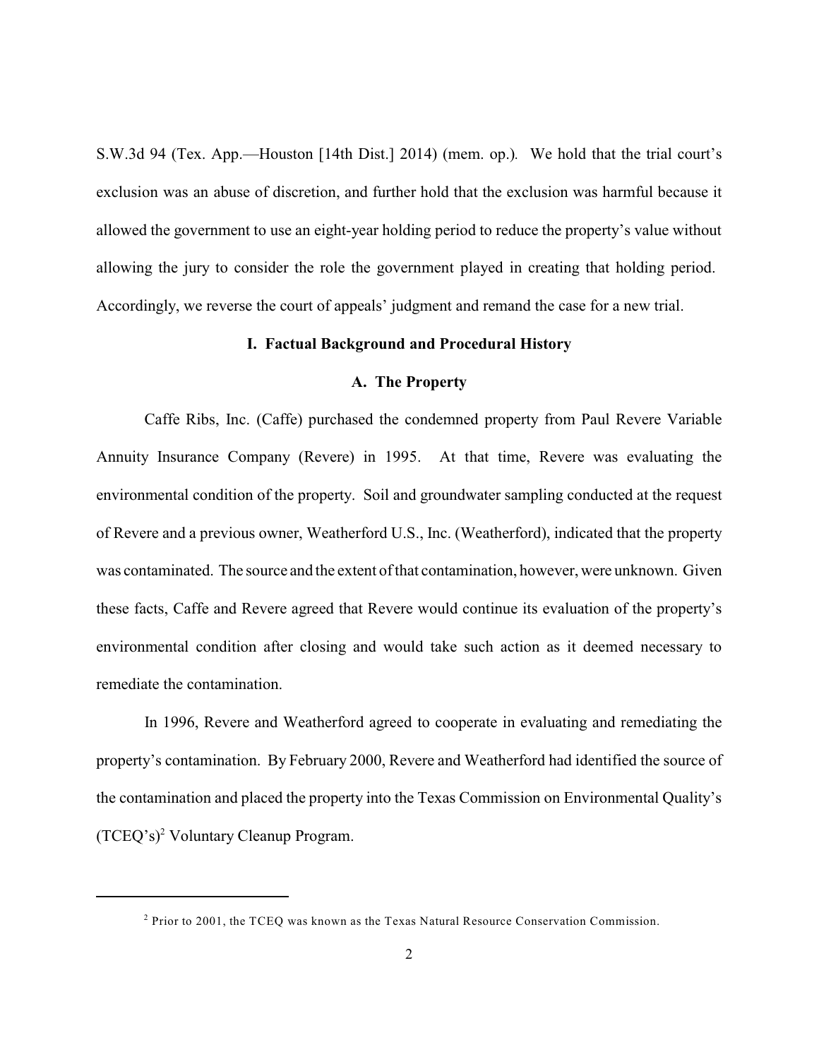S.W.3d 94 (Tex. App.—Houston [14th Dist.] 2014) (mem. op.). We hold that the trial court's exclusion was an abuse of discretion, and further hold that the exclusion was harmful because it allowed the government to use an eight-year holding period to reduce the property's value without allowing the jury to consider the role the government played in creating that holding period. Accordingly, we reverse the court of appeals' judgment and remand the case for a new trial.

## I. Factual Background and Procedural History

### A. The Property

Caffe Ribs, Inc. (Caffe) purchased the condemned property from Paul Revere Variable Annuity Insurance Company (Revere) in 1995. At that time, Revere was evaluating the environmental condition of the property. Soil and groundwater sampling conducted at the request of Revere and a previous owner, Weatherford U.S., Inc. (Weatherford), indicated that the property was contaminated. The source and the extent of that contamination, however, were unknown. Given these facts, Caffe and Revere agreed that Revere would continue its evaluation of the property's environmental condition after closing and would take such action as it deemed necessary to remediate the contamination.

In 1996, Revere and Weatherford agreed to cooperate in evaluating and remediating the property's contamination. By February 2000, Revere and Weatherford had identified the source of the contamination and placed the property into the Texas Commission on Environmental Quality's (TCEQ's)[2] Voluntary Cleanup Program.

---

[2] Prior to 2001, the TCEQ was known as the Texas Natural Resource Conservation Commission.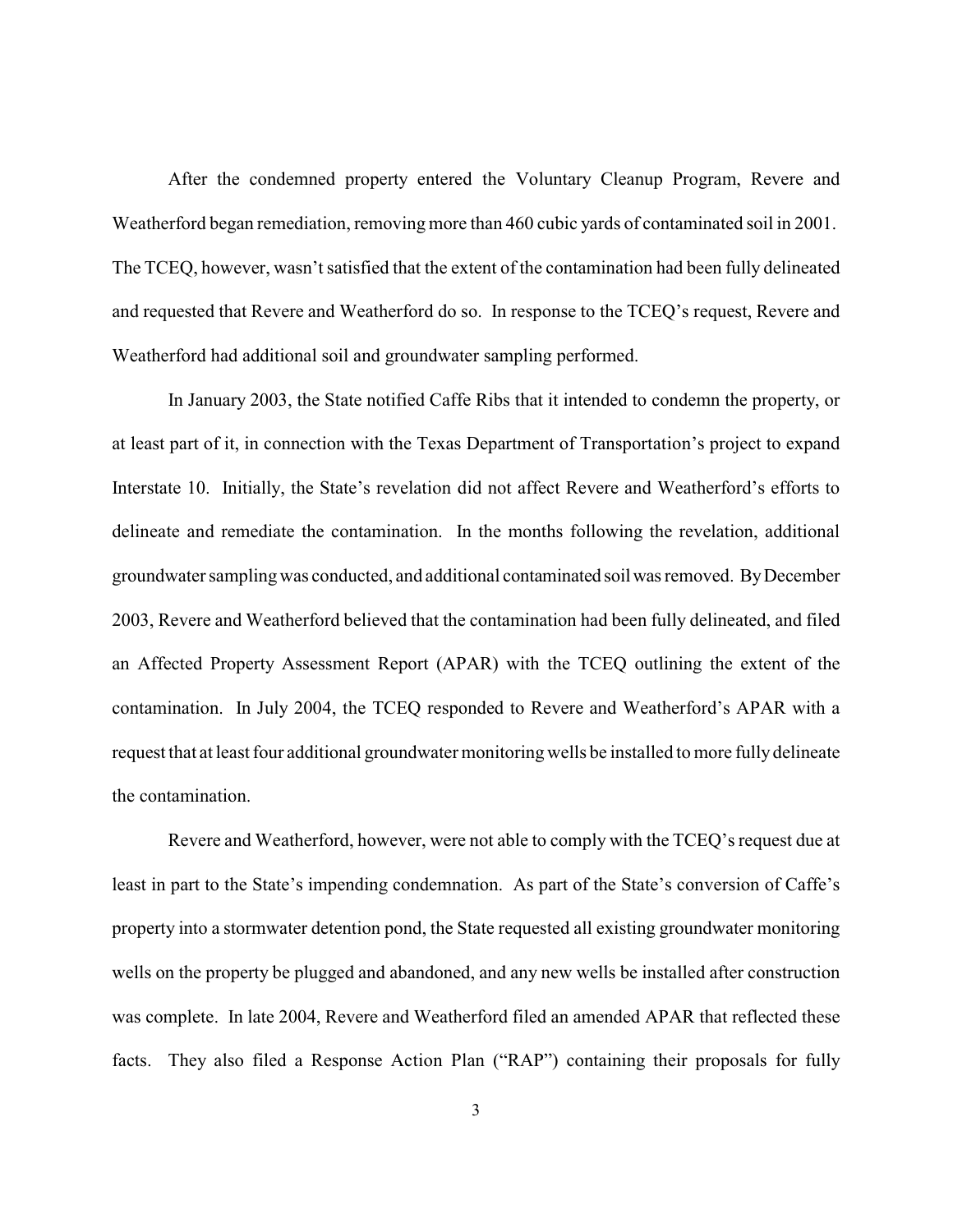After the condemned property entered the Voluntary Cleanup Program, Revere and Weatherford began remediation, removing more than 460 cubic yards of contaminated soil in 2001. The TCEQ, however, wasn't satisfied that the extent of the contamination had been fully delineated and requested that Revere and Weatherford do so. In response to the TCEQ's request, Revere and Weatherford had additional soil and groundwater sampling performed.

In January 2003, the State notified Caffe Ribs that it intended to condemn the property, or at least part of it, in connection with the Texas Department of Transportation's project to expand Interstate 10. Initially, the State's revelation did not affect Revere and Weatherford's efforts to delineate and remediate the contamination. In the months following the revelation, additional groundwater sampling was conducted, and additional contaminated soil was removed. By December 2003, Revere and Weatherford believed that the contamination had been fully delineated, and filed an Affected Property Assessment Report (APAR) with the TCEQ outlining the extent of the contamination. In July 2004, the TCEQ responded to Revere and Weatherford's APAR with a request that at least four additional groundwater monitoring wells be installed to more fully delineate the contamination.

Revere and Weatherford, however, were not able to comply with the TCEQ's request due at least in part to the State's impending condemnation. As part of the State's conversion of Caffe's property into a stormwater detention pond, the State requested all existing groundwater monitoring wells on the property be plugged and abandoned, and any new wells be installed after construction was complete. In late 2004, Revere and Weatherford filed an amended APAR that reflected these facts. They also filed a Response Action Plan ("RAP") containing their proposals for fully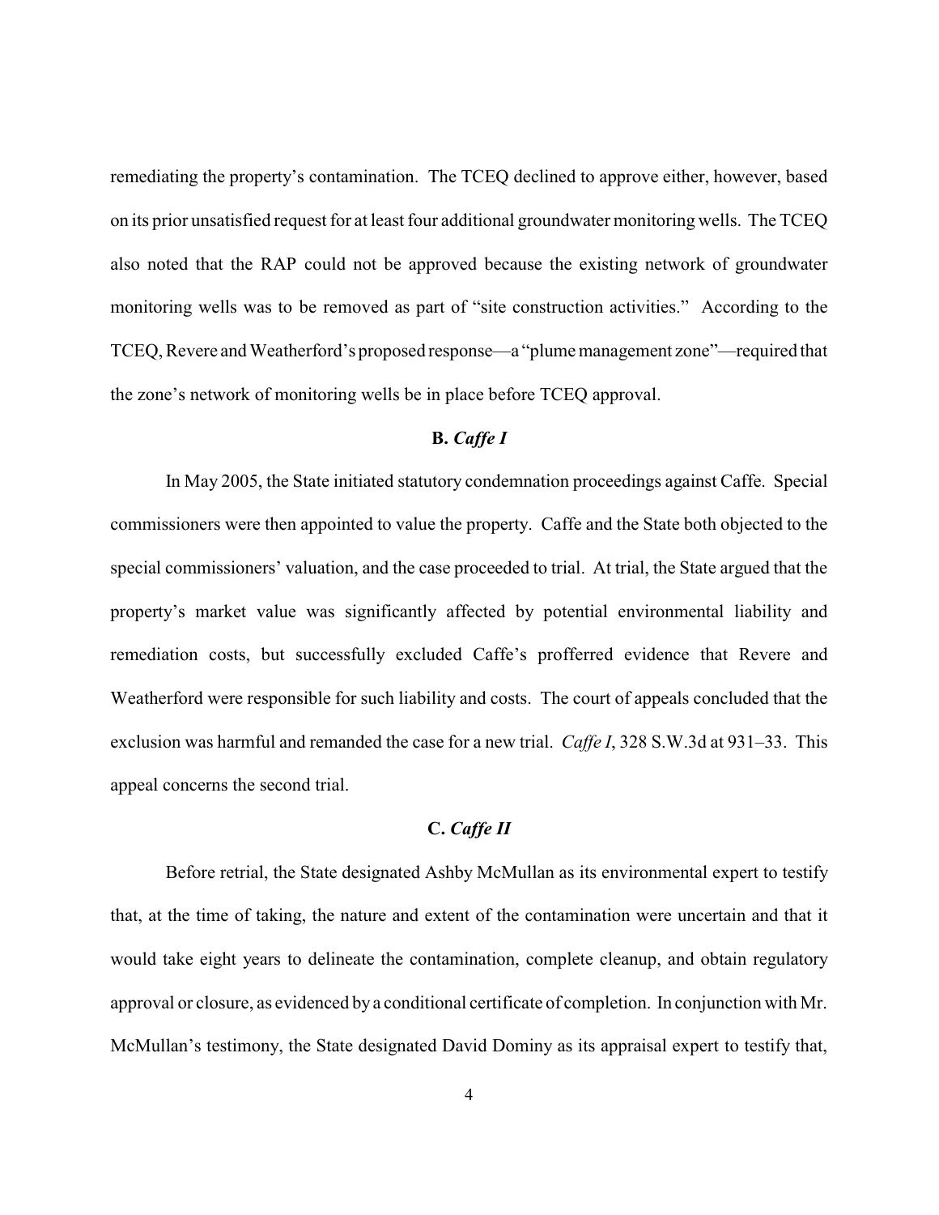remediating the property's contamination. The TCEQ declined to approve either, however, based on its prior unsatisfied request for at least four additional groundwater monitoring wells. The TCEQ also noted that the RAP could not be approved because the existing network of groundwater monitoring wells was to be removed as part of "site construction activities." According to the TCEQ, Revere and Weatherford's proposed response—a "plume management zone"—required that the zone's network of monitoring wells be in place before TCEQ approval.

### B. *Caffe I*

In May 2005, the State initiated statutory condemnation proceedings against Caffe. Special commissioners were then appointed to value the property. Caffe and the State both objected to the special commissioners' valuation, and the case proceeded to trial. At trial, the State argued that the property's market value was significantly affected by potential environmental liability and remediation costs, but successfully excluded Caffe's profferred evidence that Revere and Weatherford were responsible for such liability and costs. The court of appeals concluded that the exclusion was harmful and remanded the case for a new trial. *Caffe I*, 328 S.W.3d at 931–33. This appeal concerns the second trial.

### C. *Caffe II*

Before retrial, the State designated Ashby McMullan as its environmental expert to testify that, at the time of taking, the nature and extent of the contamination were uncertain and that it would take eight years to delineate the contamination, complete cleanup, and obtain regulatory approval or closure, as evidenced by a conditional certificate of completion. In conjunction with Mr. McMullan's testimony, the State designated David Dominy as its appraisal expert to testify that,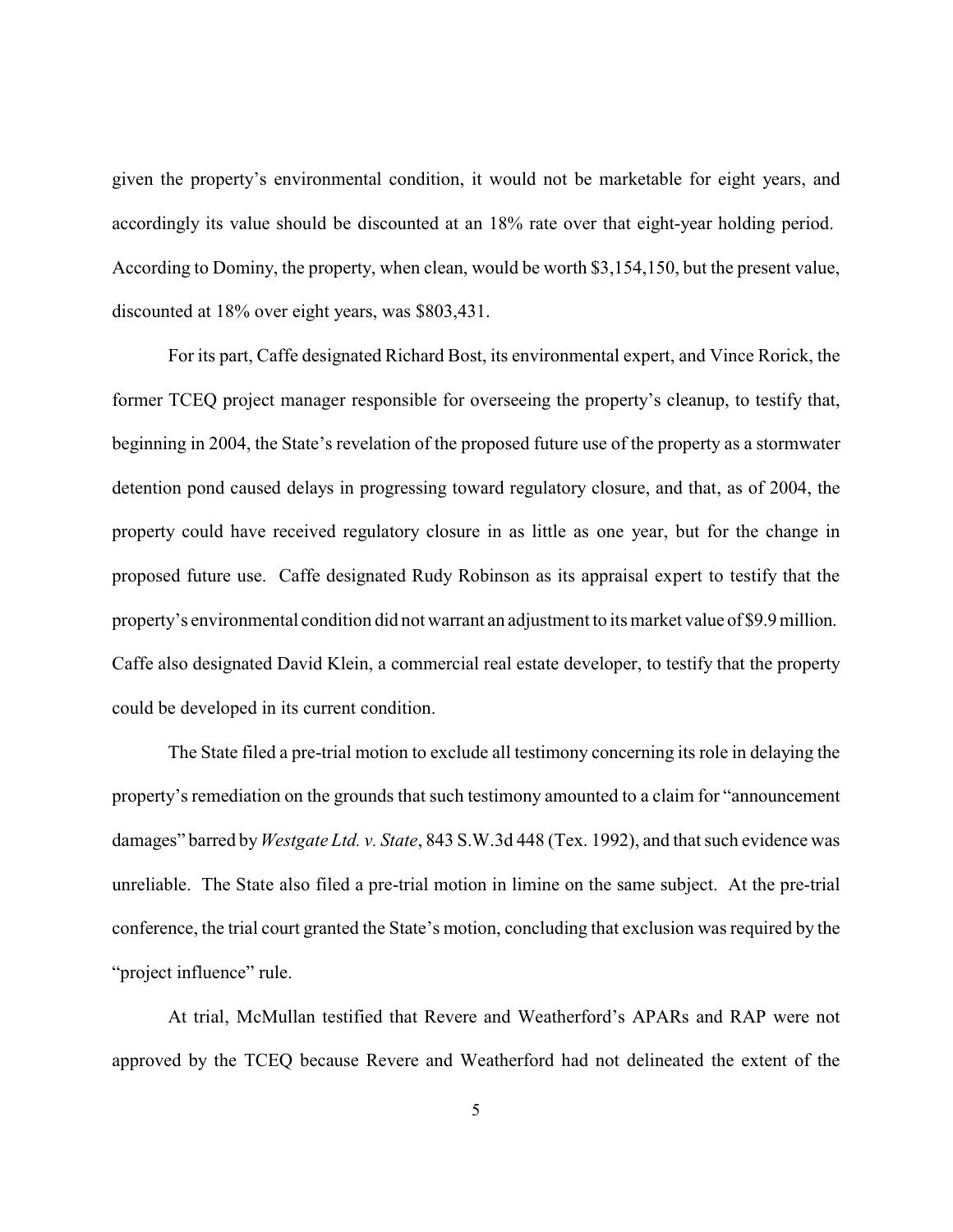given the property's environmental condition, it would not be marketable for eight years, and accordingly its value should be discounted at an 18% rate over that eight-year holding period. According to Dominy, the property, when clean, would be worth $3,154,150, but the present value, discounted at 18% over eight years, was $803,431.

For its part, Caffe designated Richard Bost, its environmental expert, and Vince Rorick, the former TCEQ project manager responsible for overseeing the property's cleanup, to testify that, beginning in 2004, the State's revelation of the proposed future use of the property as a stormwater detention pond caused delays in progressing toward regulatory closure, and that, as of 2004, the property could have received regulatory closure in as little as one year, but for the change in proposed future use. Caffe designated Rudy Robinson as its appraisal expert to testify that the property's environmental condition did not warrant an adjustment to its market value of $9.9 million. Caffe also designated David Klein, a commercial real estate developer, to testify that the property could be developed in its current condition.

The State filed a pre-trial motion to exclude all testimony concerning its role in delaying the property's remediation on the grounds that such testimony amounted to a claim for "announcement damages" barred by *Westgate Ltd. v. State*, 843 S.W.3d 448 (Tex. 1992), and that such evidence was unreliable. The State also filed a pre-trial motion in limine on the same subject. At the pre-trial conference, the trial court granted the State's motion, concluding that exclusion was required by the "project influence" rule.

At trial, McMullan testified that Revere and Weatherford's APARs and RAP were not approved by the TCEQ because Revere and Weatherford had not delineated the extent of the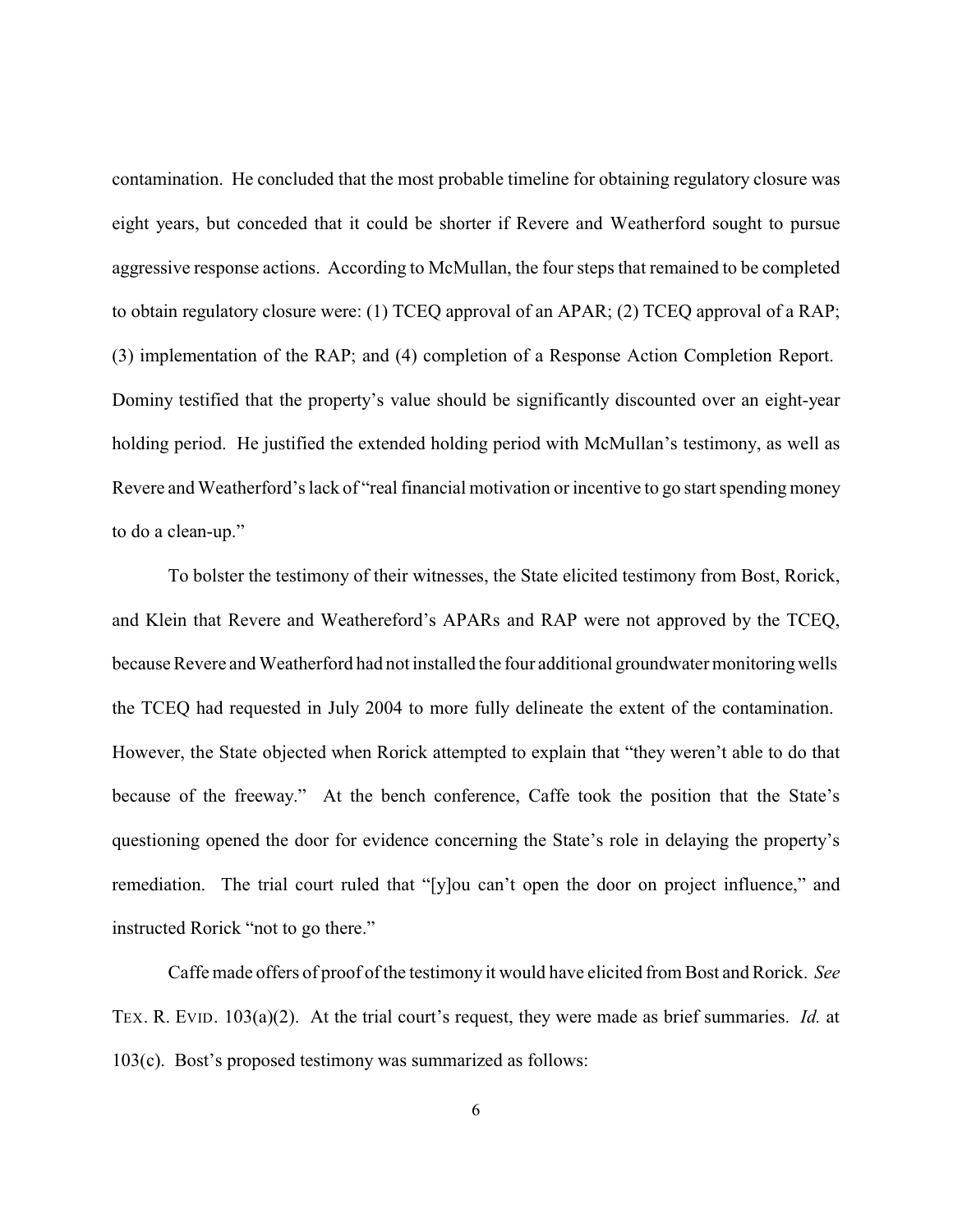contamination. He concluded that the most probable timeline for obtaining regulatory closure was eight years, but conceded that it could be shorter if Revere and Weatherford sought to pursue aggressive response actions. According to McMullan, the four steps that remained to be completed to obtain regulatory closure were: (1) TCEQ approval of an APAR; (2) TCEQ approval of a RAP; (3) implementation of the RAP; and (4) completion of a Response Action Completion Report. Dominy testified that the property's value should be significantly discounted over an eight-year holding period. He justified the extended holding period with McMullan's testimony, as well as Revere and Weatherford's lack of "real financial motivation or incentive to go start spending money to do a clean-up."

To bolster the testimony of their witnesses, the State elicited testimony from Bost, Rorick, and Klein that Revere and Weathereford's APARs and RAP were not approved by the TCEQ, because Revere and Weatherford had not installed the four additional groundwater monitoring wells the TCEQ had requested in July 2004 to more fully delineate the extent of the contamination. However, the State objected when Rorick attempted to explain that "they weren't able to do that because of the freeway." At the bench conference, Caffe took the position that the State's questioning opened the door for evidence concerning the State's role in delaying the property's remediation. The trial court ruled that "[y]ou can't open the door on project influence," and instructed Rorick "not to go there."

Caffe made offers of proof of the testimony it would have elicited from Bost and Rorick. *See* TEX. R. EVID. 103(a)(2). At the trial court's request, they were made as brief summaries. *Id.* at 103(c). Bost's proposed testimony was summarized as follows: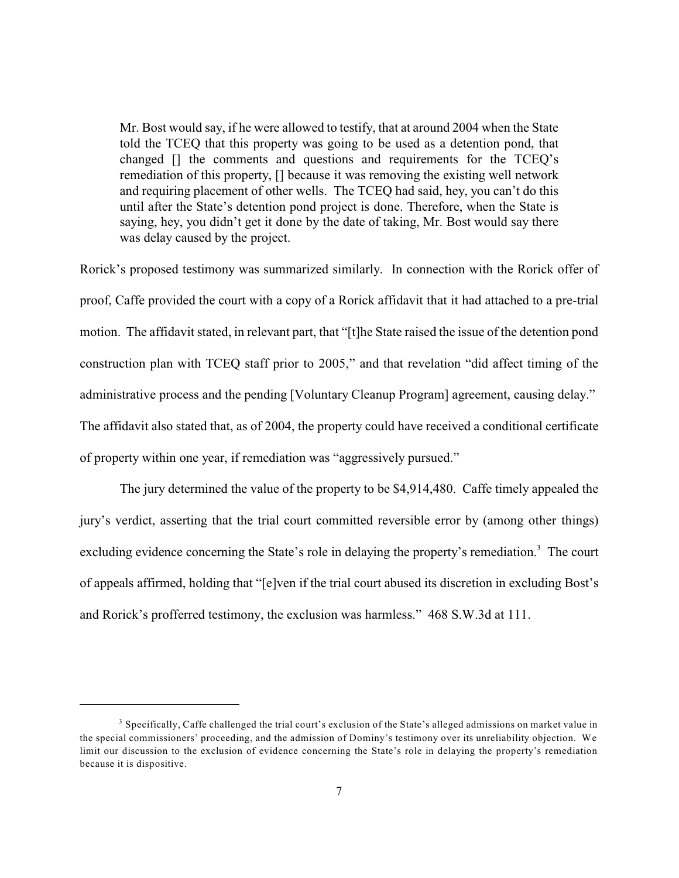> Mr. Bost would say, if he were allowed to testify, that at around 2004 when the State told the TCEQ that this property was going to be used as a detention pond, that changed [] the comments and questions and requirements for the TCEQ's remediation of this property, [] because it was removing the existing well network and requiring placement of other wells. The TCEQ had said, hey, you can't do this until after the State's detention pond project is done. Therefore, when the State is saying, hey, you didn't get it done by the date of taking, Mr. Bost would say there was delay caused by the project.

Rorick's proposed testimony was summarized similarly. In connection with the Rorick offer of proof, Caffe provided the court with a copy of a Rorick affidavit that it had attached to a pre-trial motion. The affidavit stated, in relevant part, that "[t]he State raised the issue of the detention pond construction plan with TCEQ staff prior to 2005," and that revelation "did affect timing of the administrative process and the pending [Voluntary Cleanup Program] agreement, causing delay." The affidavit also stated that, as of 2004, the property could have received a conditional certificate of property within one year, if remediation was "aggressively pursued."

The jury determined the value of the property to be $4,914,480. Caffe timely appealed the jury's verdict, asserting that the trial court committed reversible error by (among other things) excluding evidence concerning the State's role in delaying the property's remediation.[3] The court of appeals affirmed, holding that "[e]ven if the trial court abused its discretion in excluding Bost's and Rorick's profferred testimony, the exclusion was harmless." 468 S.W.3d at 111.

---

[3] Specifically, Caffe challenged the trial court's exclusion of the State's alleged admissions on market value in the special commissioners' proceeding, and the admission of Dominy's testimony over its unreliability objection. We limit our discussion to the exclusion of evidence concerning the State's role in delaying the property's remediation because it is dispositive.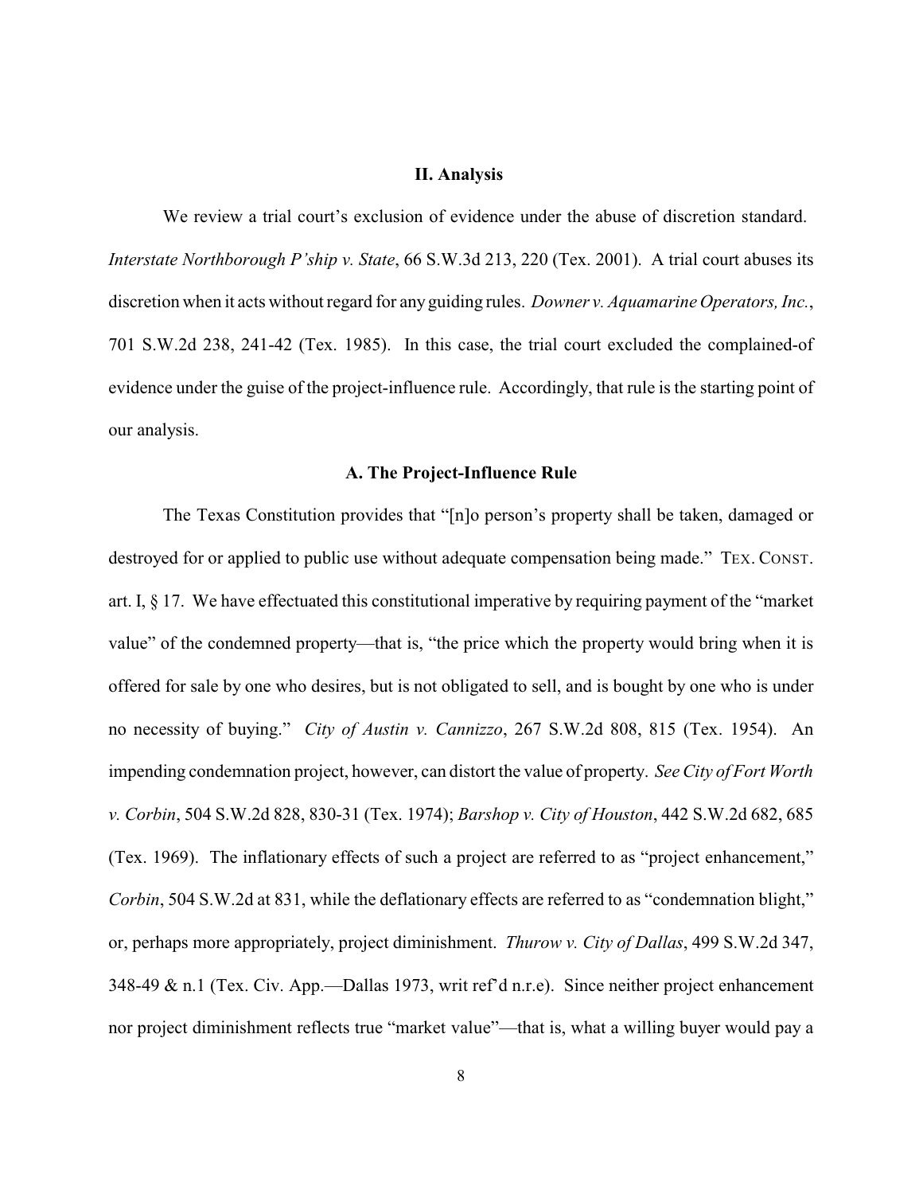## II. Analysis

We review a trial court's exclusion of evidence under the abuse of discretion standard. *Interstate Northborough P'ship v. State*, 66 S.W.3d 213, 220 (Tex. 2001). A trial court abuses its discretion when it acts without regard for any guiding rules. *Downer v. Aquamarine Operators, Inc.*, 701 S.W.2d 238, 241-42 (Tex. 1985). In this case, the trial court excluded the complained-of evidence under the guise of the project-influence rule. Accordingly, that rule is the starting point of our analysis.

### A. The Project-Influence Rule

The Texas Constitution provides that "[n]o person's property shall be taken, damaged or destroyed for or applied to public use without adequate compensation being made." TEX. CONST. art. I, § 17. We have effectuated this constitutional imperative by requiring payment of the "market value" of the condemned property—that is, "the price which the property would bring when it is offered for sale by one who desires, but is not obligated to sell, and is bought by one who is under no necessity of buying." *City of Austin v. Cannizzo*, 267 S.W.2d 808, 815 (Tex. 1954). An impending condemnation project, however, can distort the value of property. *See City of Fort Worth v. Corbin*, 504 S.W.2d 828, 830-31 (Tex. 1974); *Barshop v. City of Houston*, 442 S.W.2d 682, 685 (Tex. 1969). The inflationary effects of such a project are referred to as "project enhancement," *Corbin*, 504 S.W.2d at 831, while the deflationary effects are referred to as "condemnation blight," or, perhaps more appropriately, project diminishment. *Thurow v. City of Dallas*, 499 S.W.2d 347, 348-49 & n.1 (Tex. Civ. App.—Dallas 1973, writ ref'd n.r.e). Since neither project enhancement nor project diminishment reflects true "market value"—that is, what a willing buyer would pay a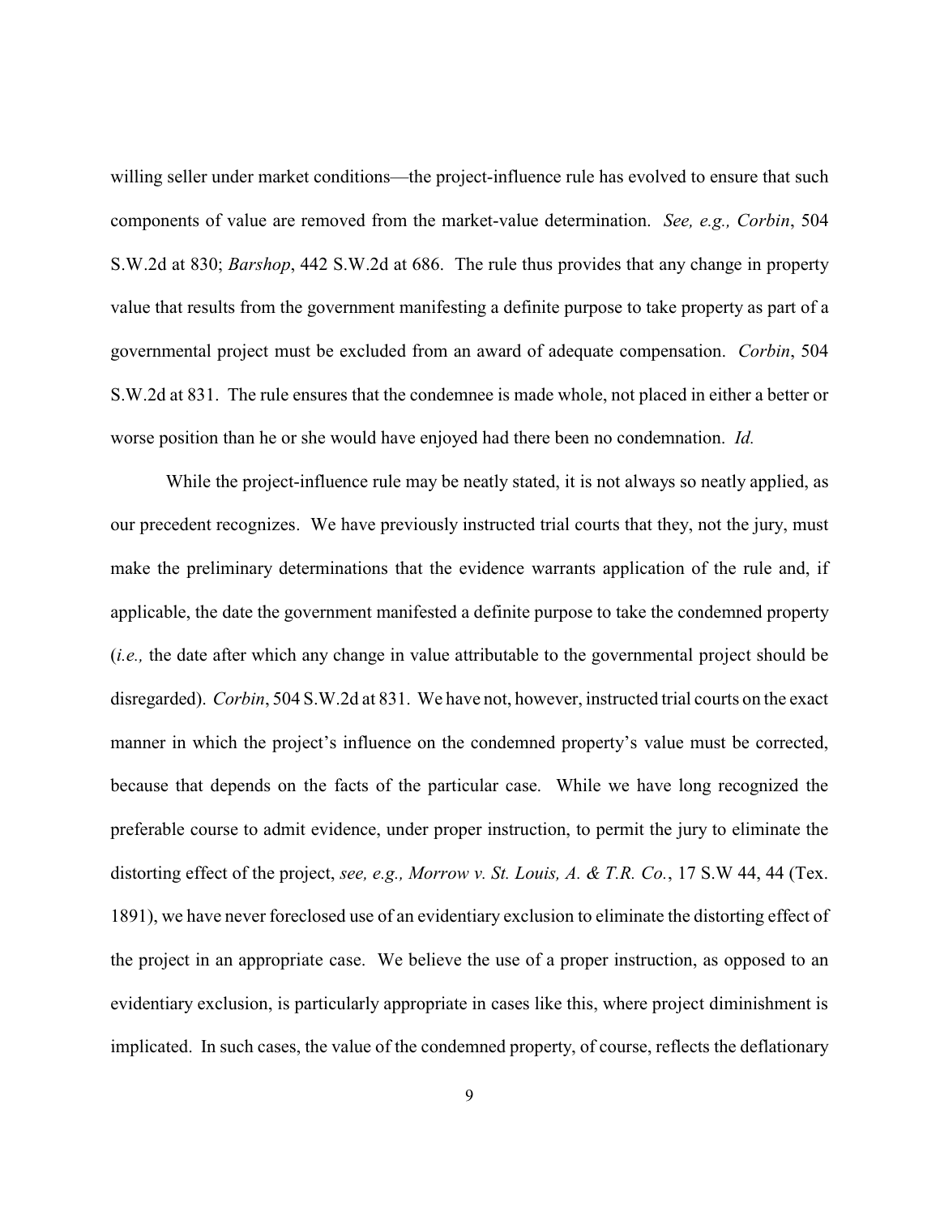willing seller under market conditions—the project-influence rule has evolved to ensure that such components of value are removed from the market-value determination. *See, e.g., Corbin*, 504 S.W.2d at 830; *Barshop*, 442 S.W.2d at 686. The rule thus provides that any change in property value that results from the government manifesting a definite purpose to take property as part of a governmental project must be excluded from an award of adequate compensation. *Corbin*, 504 S.W.2d at 831. The rule ensures that the condemnee is made whole, not placed in either a better or worse position than he or she would have enjoyed had there been no condemnation. *Id.*

While the project-influence rule may be neatly stated, it is not always so neatly applied, as our precedent recognizes. We have previously instructed trial courts that they, not the jury, must make the preliminary determinations that the evidence warrants application of the rule and, if applicable, the date the government manifested a definite purpose to take the condemned property (*i.e.,* the date after which any change in value attributable to the governmental project should be disregarded). *Corbin*, 504 S.W.2d at 831. We have not, however, instructed trial courts on the exact manner in which the project's influence on the condemned property's value must be corrected, because that depends on the facts of the particular case. While we have long recognized the preferable course to admit evidence, under proper instruction, to permit the jury to eliminate the distorting effect of the project, *see, e.g., Morrow v. St. Louis, A. & T.R. Co.*, 17 S.W 44, 44 (Tex. 1891), we have never foreclosed use of an evidentiary exclusion to eliminate the distorting effect of the project in an appropriate case. We believe the use of a proper instruction, as opposed to an evidentiary exclusion, is particularly appropriate in cases like this, where project diminishment is implicated. In such cases, the value of the condemned property, of course, reflects the deflationary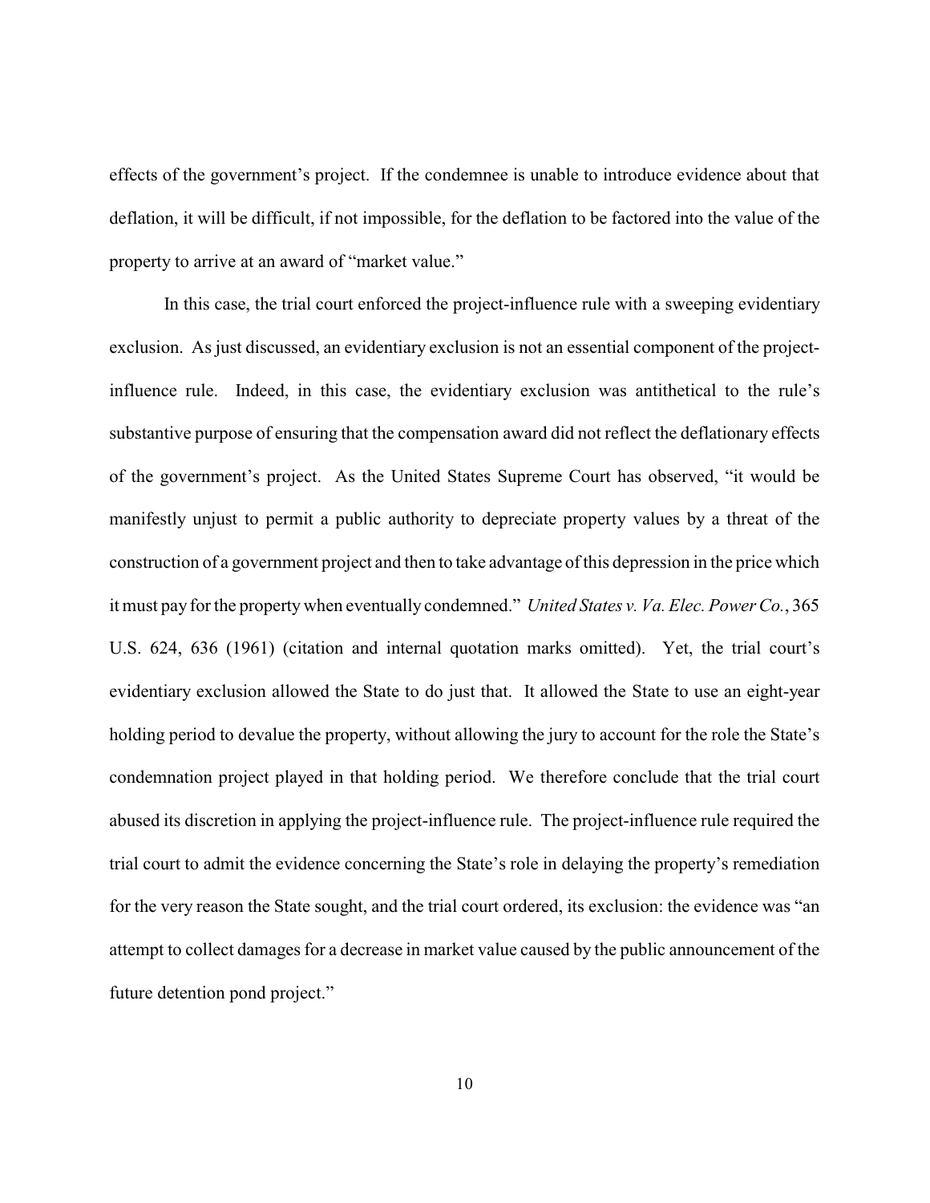effects of the government's project. If the condemnee is unable to introduce evidence about that deflation, it will be difficult, if not impossible, for the deflation to be factored into the value of the property to arrive at an award of "market value."

In this case, the trial court enforced the project-influence rule with a sweeping evidentiary exclusion. As just discussed, an evidentiary exclusion is not an essential component of the project-influence rule. Indeed, in this case, the evidentiary exclusion was antithetical to the rule's substantive purpose of ensuring that the compensation award did not reflect the deflationary effects of the government's project. As the United States Supreme Court has observed, "it would be manifestly unjust to permit a public authority to depreciate property values by a threat of the construction of a government project and then to take advantage of this depression in the price which it must pay for the property when eventually condemned." *United States v. Va. Elec. Power Co.*, 365 U.S. 624, 636 (1961) (citation and internal quotation marks omitted). Yet, the trial court's evidentiary exclusion allowed the State to do just that. It allowed the State to use an eight-year holding period to devalue the property, without allowing the jury to account for the role the State's condemnation project played in that holding period. We therefore conclude that the trial court abused its discretion in applying the project-influence rule. The project-influence rule required the trial court to admit the evidence concerning the State's role in delaying the property's remediation for the very reason the State sought, and the trial court ordered, its exclusion: the evidence was "an attempt to collect damages for a decrease in market value caused by the public announcement of the future detention pond project."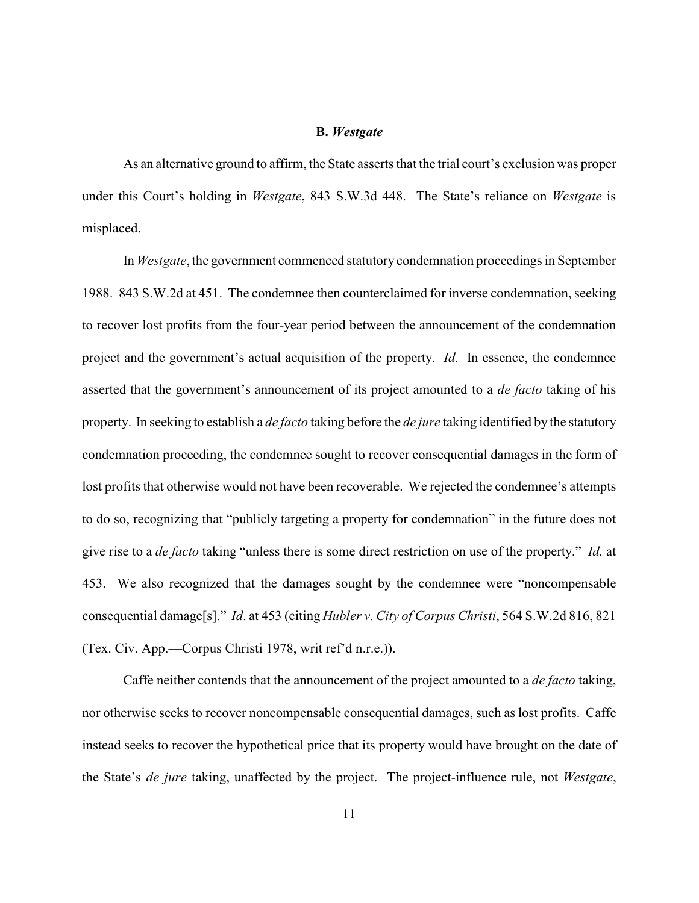### B. *Westgate*

As an alternative ground to affirm, the State asserts that the trial court's exclusion was proper under this Court's holding in *Westgate*, 843 S.W.3d 448. The State's reliance on *Westgate* is misplaced.

In *Westgate*, the government commenced statutory condemnation proceedings in September 1988. 843 S.W.2d at 451. The condemnee then counterclaimed for inverse condemnation, seeking to recover lost profits from the four-year period between the announcement of the condemnation project and the government's actual acquisition of the property. *Id.* In essence, the condemnee asserted that the government's announcement of its project amounted to a *de facto* taking of his property. In seeking to establish a *de facto* taking before the *de jure* taking identified by the statutory condemnation proceeding, the condemnee sought to recover consequential damages in the form of lost profits that otherwise would not have been recoverable. We rejected the condemnee's attempts to do so, recognizing that "publicly targeting a property for condemnation" in the future does not give rise to a *de facto* taking "unless there is some direct restriction on use of the property." *Id.* at 453. We also recognized that the damages sought by the condemnee were "noncompensable consequential damage[s]." *Id*. at 453 (citing *Hubler v. City of Corpus Christi*, 564 S.W.2d 816, 821 (Tex. Civ. App.—Corpus Christi 1978, writ ref'd n.r.e.)).

Caffe neither contends that the announcement of the project amounted to a *de facto* taking, nor otherwise seeks to recover noncompensable consequential damages, such as lost profits. Caffe instead seeks to recover the hypothetical price that its property would have brought on the date of the State's *de jure* taking, unaffected by the project. The project-influence rule, not *Westgate*,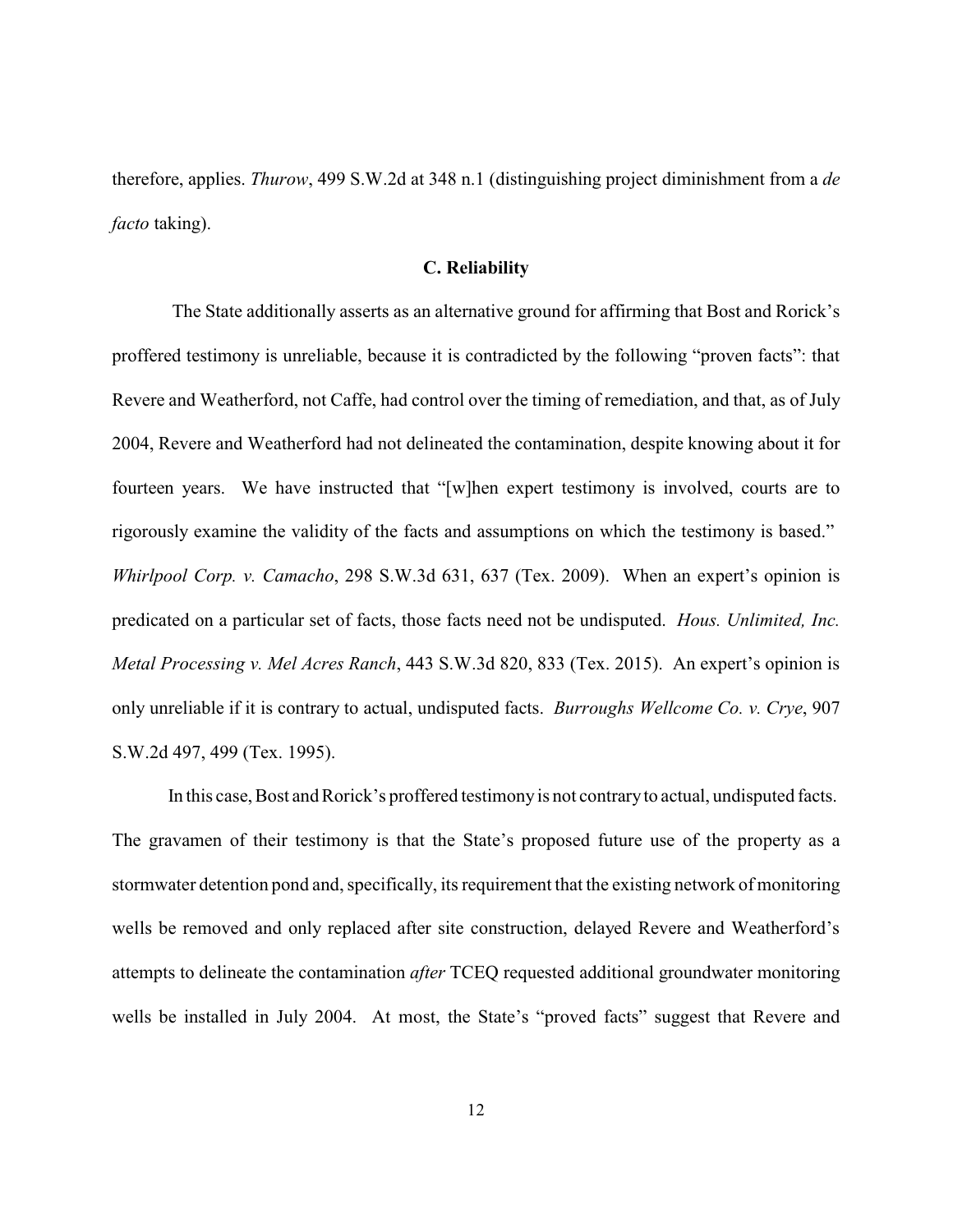therefore, applies. *Thurow*, 499 S.W.2d at 348 n.1 (distinguishing project diminishment from a *de facto* taking).

### C. Reliability

The State additionally asserts as an alternative ground for affirming that Bost and Rorick's proffered testimony is unreliable, because it is contradicted by the following "proven facts": that Revere and Weatherford, not Caffe, had control over the timing of remediation, and that, as of July 2004, Revere and Weatherford had not delineated the contamination, despite knowing about it for fourteen years. We have instructed that "[w]hen expert testimony is involved, courts are to rigorously examine the validity of the facts and assumptions on which the testimony is based." *Whirlpool Corp. v. Camacho*, 298 S.W.3d 631, 637 (Tex. 2009). When an expert's opinion is predicated on a particular set of facts, those facts need not be undisputed. *Hous. Unlimited, Inc. Metal Processing v. Mel Acres Ranch*, 443 S.W.3d 820, 833 (Tex. 2015). An expert's opinion is only unreliable if it is contrary to actual, undisputed facts. *Burroughs Wellcome Co. v. Crye*, 907 S.W.2d 497, 499 (Tex. 1995).

In this case, Bost and Rorick's proffered testimony is not contrary to actual, undisputed facts. The gravamen of their testimony is that the State's proposed future use of the property as a stormwater detention pond and, specifically, its requirement that the existing network of monitoring wells be removed and only replaced after site construction, delayed Revere and Weatherford's attempts to delineate the contamination *after* TCEQ requested additional groundwater monitoring wells be installed in July 2004. At most, the State's "proved facts" suggest that Revere and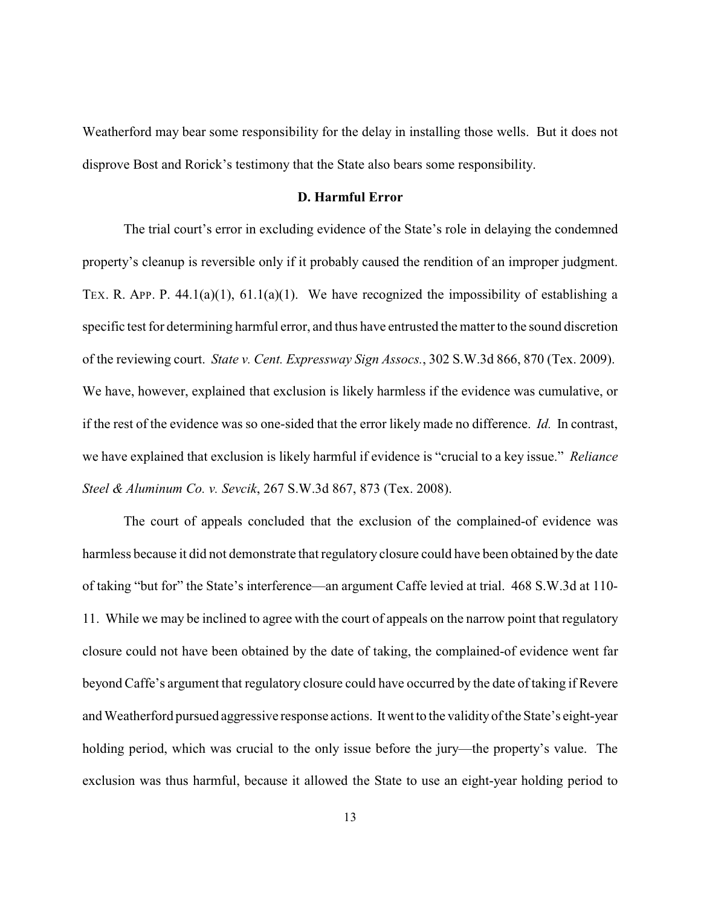Weatherford may bear some responsibility for the delay in installing those wells. But it does not disprove Bost and Rorick's testimony that the State also bears some responsibility.

### D. Harmful Error

The trial court's error in excluding evidence of the State's role in delaying the condemned property's cleanup is reversible only if it probably caused the rendition of an improper judgment. TEX. R. APP. P. 44.1(a)(1), 61.1(a)(1). We have recognized the impossibility of establishing a specific test for determining harmful error, and thus have entrusted the matter to the sound discretion of the reviewing court. *State v. Cent. Expressway Sign Assocs.*, 302 S.W.3d 866, 870 (Tex. 2009). We have, however, explained that exclusion is likely harmless if the evidence was cumulative, or if the rest of the evidence was so one-sided that the error likely made no difference. *Id.* In contrast, we have explained that exclusion is likely harmful if evidence is "crucial to a key issue." *Reliance Steel & Aluminum Co. v. Sevcik*, 267 S.W.3d 867, 873 (Tex. 2008).

The court of appeals concluded that the exclusion of the complained-of evidence was harmless because it did not demonstrate that regulatory closure could have been obtained by the date of taking "but for" the State's interference—an argument Caffe levied at trial. 468 S.W.3d at 110-11. While we may be inclined to agree with the court of appeals on the narrow point that regulatory closure could not have been obtained by the date of taking, the complained-of evidence went far beyond Caffe's argument that regulatory closure could have occurred by the date of taking if Revere and Weatherford pursued aggressive response actions. It went to the validity of the State's eight-year holding period, which was crucial to the only issue before the jury—the property's value. The exclusion was thus harmful, because it allowed the State to use an eight-year holding period to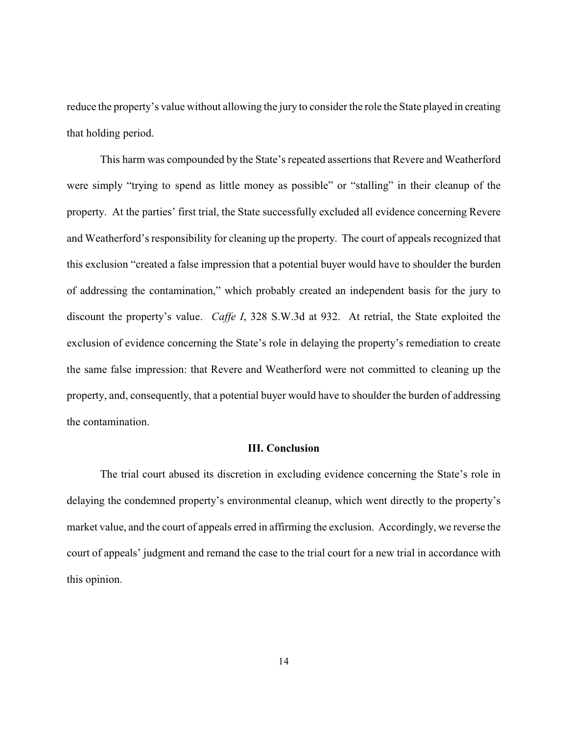reduce the property's value without allowing the jury to consider the role the State played in creating that holding period.

This harm was compounded by the State's repeated assertions that Revere and Weatherford were simply "trying to spend as little money as possible" or "stalling" in their cleanup of the property. At the parties' first trial, the State successfully excluded all evidence concerning Revere and Weatherford's responsibility for cleaning up the property. The court of appeals recognized that this exclusion "created a false impression that a potential buyer would have to shoulder the burden of addressing the contamination," which probably created an independent basis for the jury to discount the property's value. *Caffe I*, 328 S.W.3d at 932. At retrial, the State exploited the exclusion of evidence concerning the State's role in delaying the property's remediation to create the same false impression: that Revere and Weatherford were not committed to cleaning up the property, and, consequently, that a potential buyer would have to shoulder the burden of addressing the contamination.

### III. Conclusion

The trial court abused its discretion in excluding evidence concerning the State's role in delaying the condemned property's environmental cleanup, which went directly to the property's market value, and the court of appeals erred in affirming the exclusion. Accordingly, we reverse the court of appeals' judgment and remand the case to the trial court for a new trial in accordance with this opinion.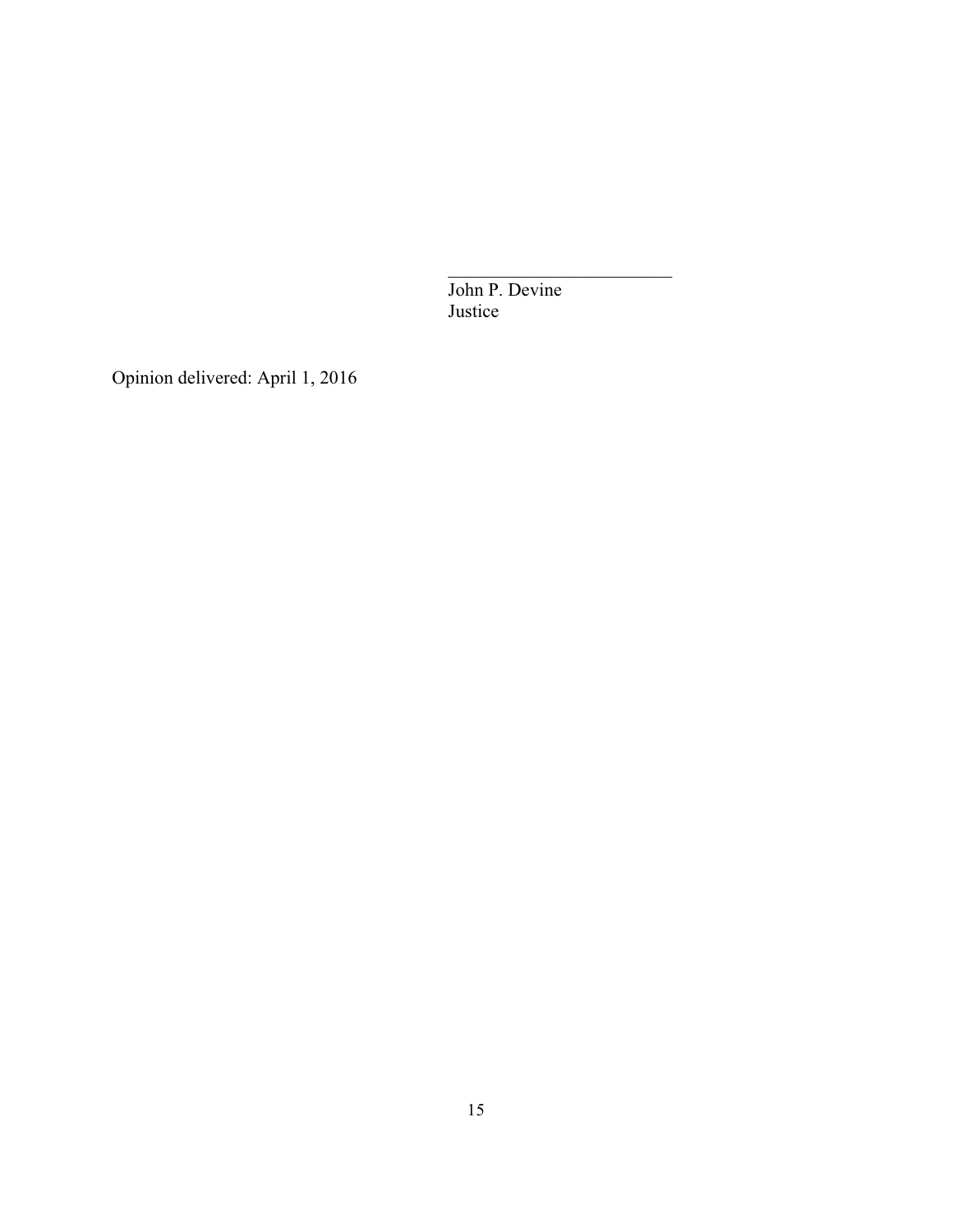\_\_\_\_\_\_\_\_\_\_\_\_\_\_\_\_\_\_\_\_\_\_\_\_

John P. Devine
Justice

Opinion delivered: April 1, 2016